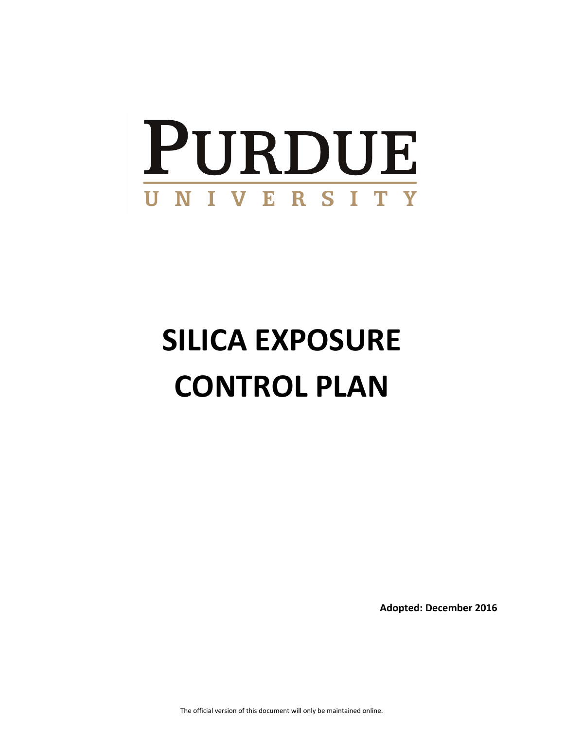PURDUE

UNIVERSITY

# SILICA EXPOSURE CONTROL PLAN

**Adopted: December 2016**

The official version of this document will only be maintained online.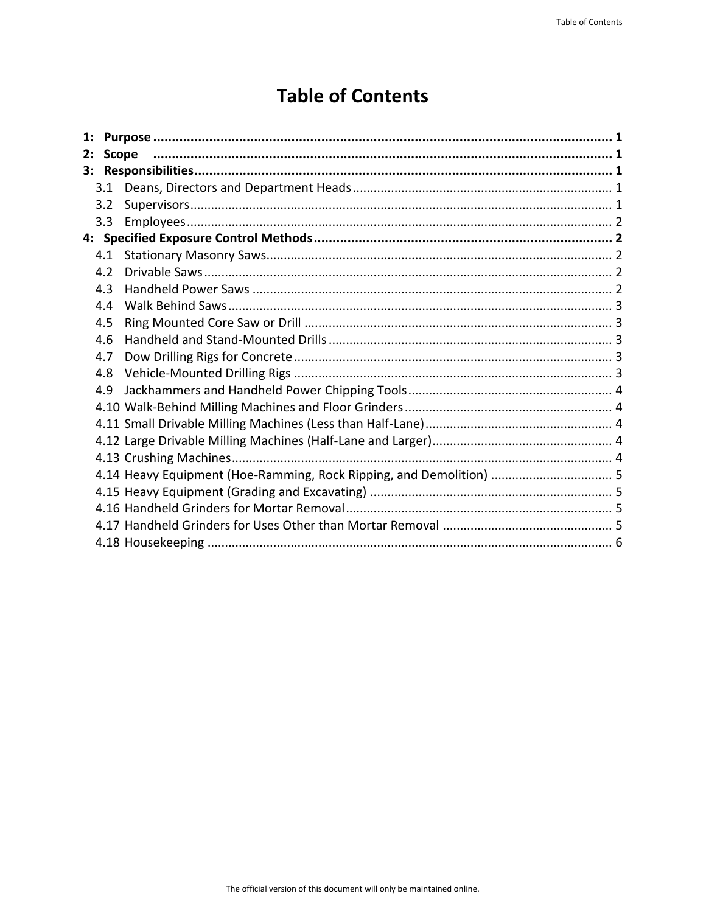# Table of Contents

**1: Purpose** ..... **1**
**2: Scope** ..... **1**
**3: Responsibilities** ..... **1**
- 3.1 Deans, Directors and Department Heads ..... 1
- 3.2 Supervisors ..... 1
- 3.3 Employees ..... 2

**4: Specified Exposure Control Methods** ..... **2**
- 4.1 Stationary Masonry Saws ..... 2
- 4.2 Drivable Saws ..... 2
- 4.3 Handheld Power Saws ..... 2
- 4.4 Walk Behind Saws ..... 3
- 4.5 Ring Mounted Core Saw or Drill ..... 3
- 4.6 Handheld and Stand-Mounted Drills ..... 3
- 4.7 Dow Drilling Rigs for Concrete ..... 3
- 4.8 Vehicle-Mounted Drilling Rigs ..... 3
- 4.9 Jackhammers and Handheld Power Chipping Tools ..... 4
- 4.10 Walk-Behind Milling Machines and Floor Grinders ..... 4
- 4.11 Small Drivable Milling Machines (Less than Half-Lane) ..... 4
- 4.12 Large Drivable Milling Machines (Half-Lane and Larger) ..... 4
- 4.13 Crushing Machines ..... 4
- 4.14 Heavy Equipment (Hoe-Ramming, Rock Ripping, and Demolition) ..... 5
- 4.15 Heavy Equipment (Grading and Excavating) ..... 5
- 4.16 Handheld Grinders for Mortar Removal ..... 5
- 4.17 Handheld Grinders for Uses Other than Mortar Removal ..... 5
- 4.18 Housekeeping ..... 6

The official version of this document will only be maintained online.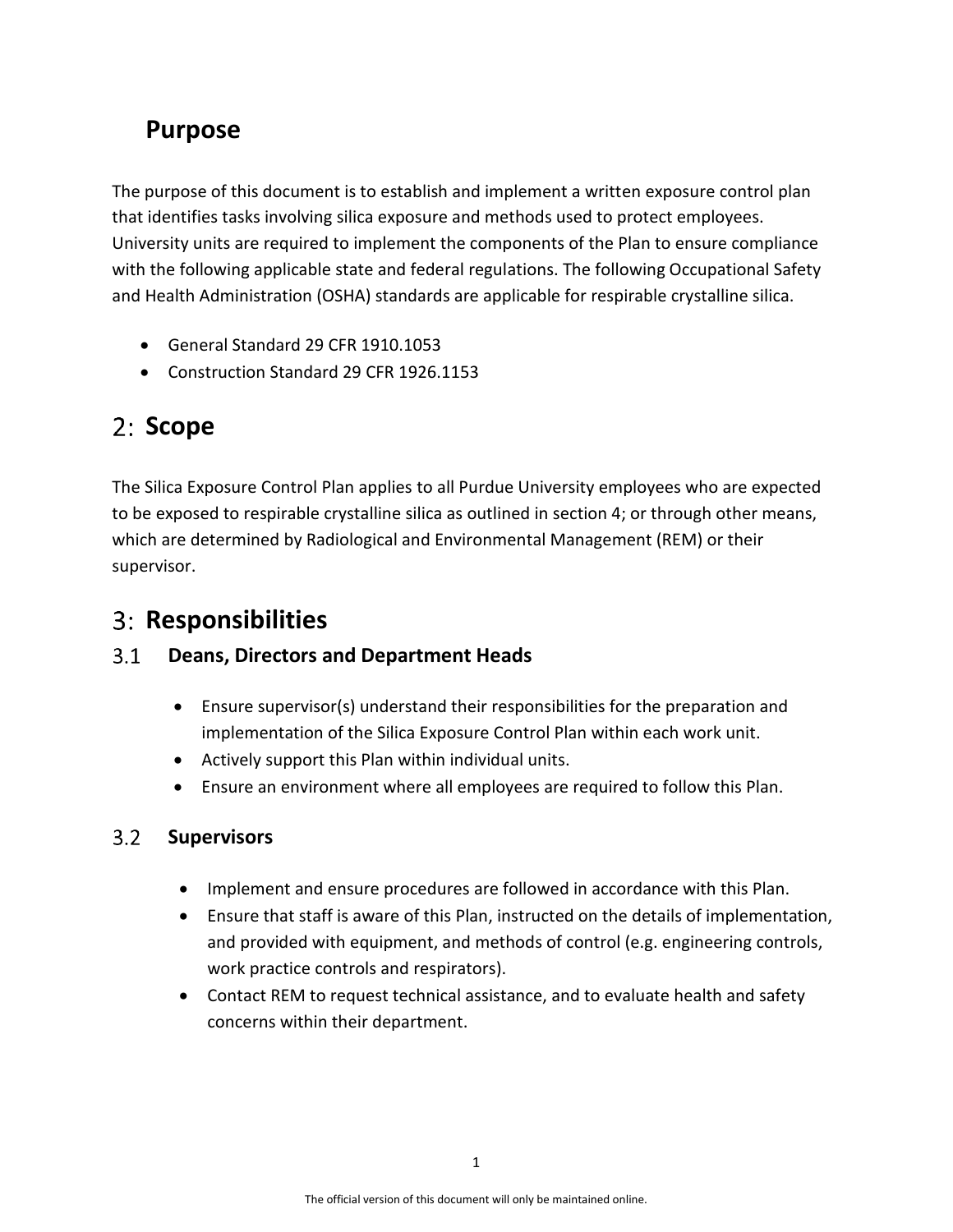## Purpose

The purpose of this document is to establish and implement a written exposure control plan that identifies tasks involving silica exposure and methods used to protect employees. University units are required to implement the components of the Plan to ensure compliance with the following applicable state and federal regulations. The following Occupational Safety and Health Administration (OSHA) standards are applicable for respirable crystalline silica.

- General Standard 29 CFR 1910.1053
- Construction Standard 29 CFR 1926.1153

## 2: Scope

The Silica Exposure Control Plan applies to all Purdue University employees who are expected to be exposed to respirable crystalline silica as outlined in section 4; or through other means, which are determined by Radiological and Environmental Management (REM) or their supervisor.

## 3: Responsibilities

### 3.1 Deans, Directors and Department Heads

- Ensure supervisor(s) understand their responsibilities for the preparation and implementation of the Silica Exposure Control Plan within each work unit.
- Actively support this Plan within individual units.
- Ensure an environment where all employees are required to follow this Plan.

### 3.2 Supervisors

- Implement and ensure procedures are followed in accordance with this Plan.
- Ensure that staff is aware of this Plan, instructed on the details of implementation, and provided with equipment, and methods of control (e.g. engineering controls, work practice controls and respirators).
- Contact REM to request technical assistance, and to evaluate health and safety concerns within their department.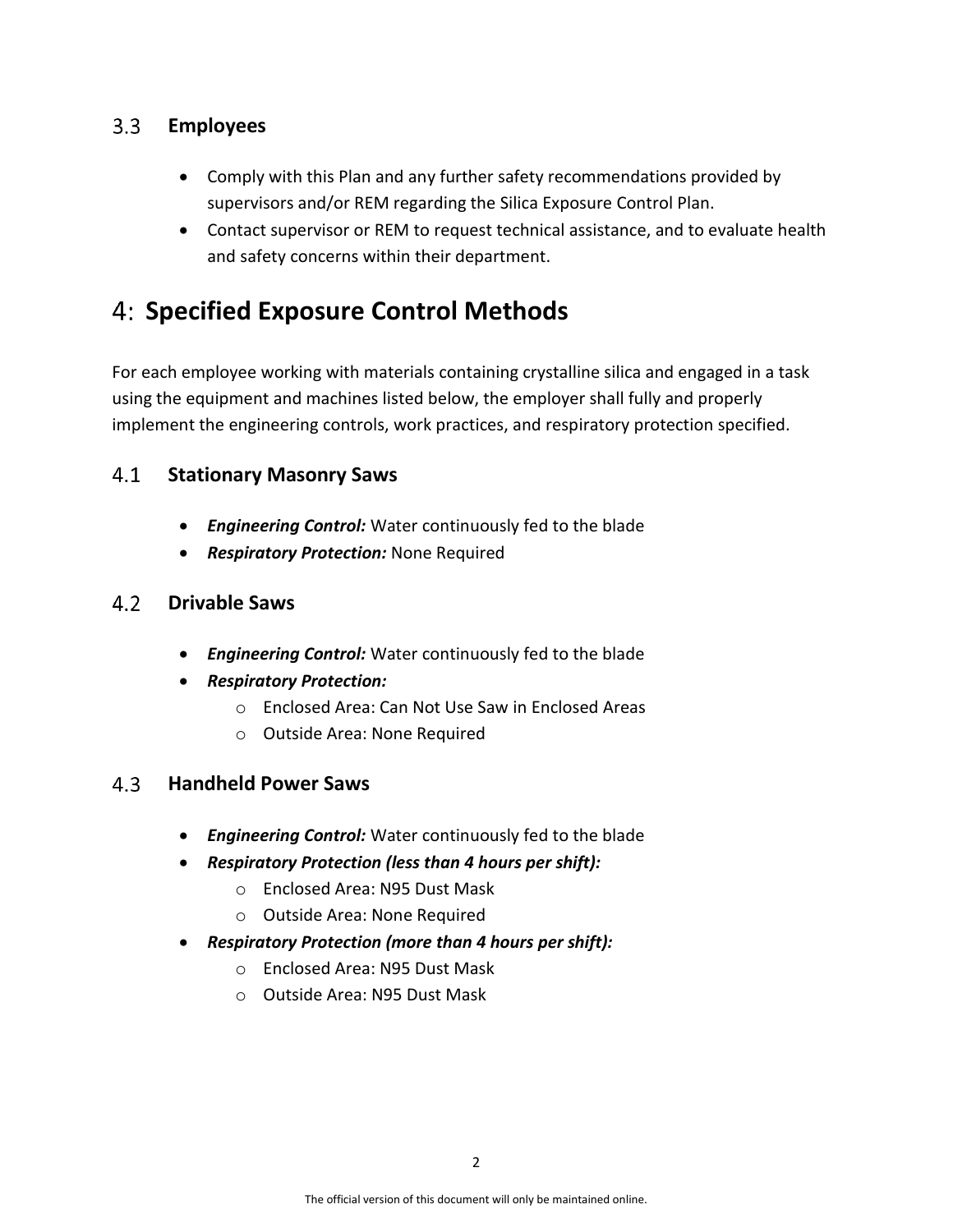### 3.3 Employees

- Comply with this Plan and any further safety recommendations provided by supervisors and/or REM regarding the Silica Exposure Control Plan.
- Contact supervisor or REM to request technical assistance, and to evaluate health and safety concerns within their department.

## 4: Specified Exposure Control Methods

For each employee working with materials containing crystalline silica and engaged in a task using the equipment and machines listed below, the employer shall fully and properly implement the engineering controls, work practices, and respiratory protection specified.

### 4.1 Stationary Masonry Saws

- ***Engineering Control:*** Water continuously fed to the blade
- ***Respiratory Protection:*** None Required

### 4.2 Drivable Saws

- ***Engineering Control:*** Water continuously fed to the blade
- ***Respiratory Protection:***
  - Enclosed Area: Can Not Use Saw in Enclosed Areas
  - Outside Area: None Required

### 4.3 Handheld Power Saws

- ***Engineering Control:*** Water continuously fed to the blade
- ***Respiratory Protection (less than 4 hours per shift):***
  - Enclosed Area: N95 Dust Mask
  - Outside Area: None Required
- ***Respiratory Protection (more than 4 hours per shift):***
  - Enclosed Area: N95 Dust Mask
  - Outside Area: N95 Dust Mask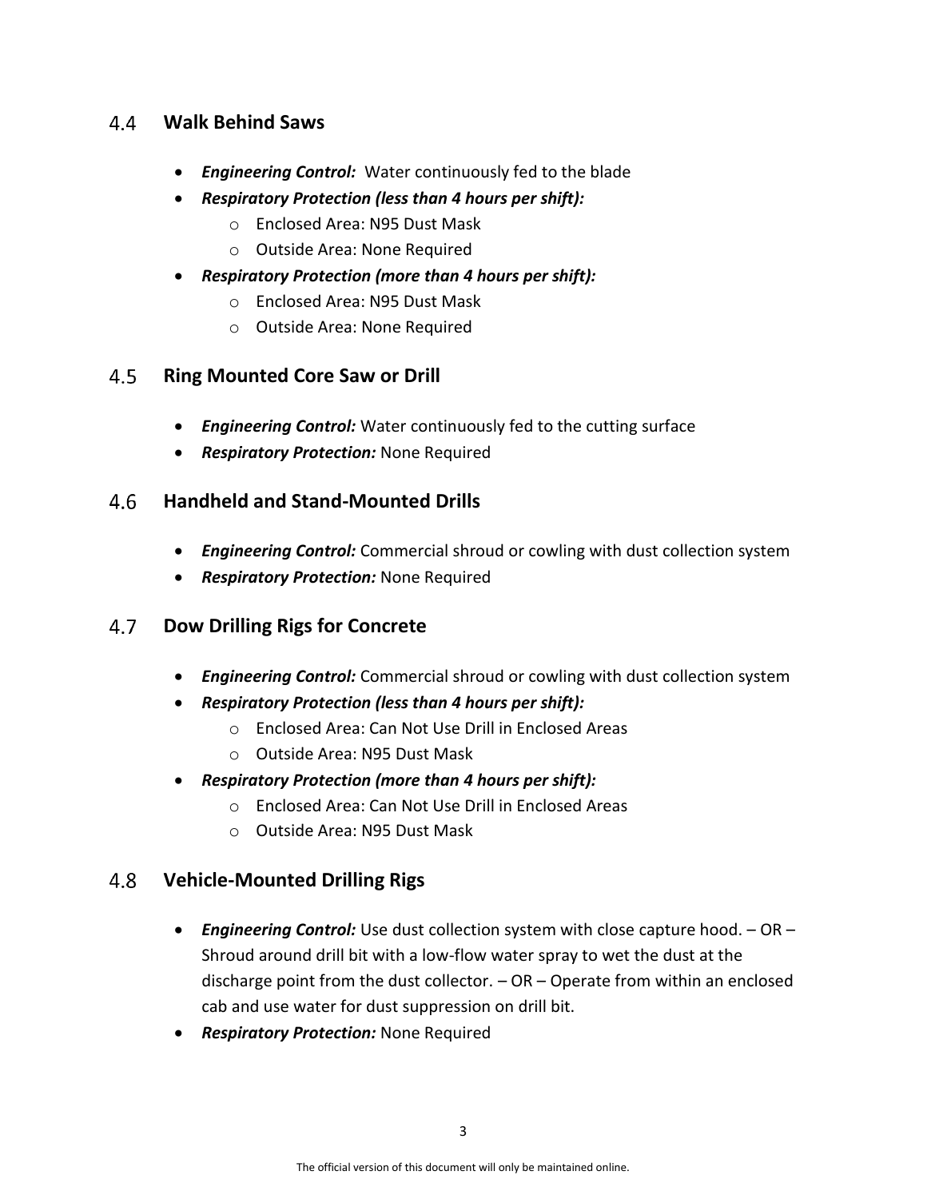## 4.4 Walk Behind Saws

- ***Engineering Control:*** Water continuously fed to the blade
- ***Respiratory Protection (less than 4 hours per shift):***
    - Enclosed Area: N95 Dust Mask
    - Outside Area: None Required
- ***Respiratory Protection (more than 4 hours per shift):***
    - Enclosed Area: N95 Dust Mask
    - Outside Area: None Required

## 4.5 Ring Mounted Core Saw or Drill

- ***Engineering Control:*** Water continuously fed to the cutting surface
- ***Respiratory Protection:*** None Required

## 4.6 Handheld and Stand-Mounted Drills

- ***Engineering Control:*** Commercial shroud or cowling with dust collection system
- ***Respiratory Protection:*** None Required

## 4.7 Dow Drilling Rigs for Concrete

- ***Engineering Control:*** Commercial shroud or cowling with dust collection system
- ***Respiratory Protection (less than 4 hours per shift):***
    - Enclosed Area: Can Not Use Drill in Enclosed Areas
    - Outside Area: N95 Dust Mask
- ***Respiratory Protection (more than 4 hours per shift):***
    - Enclosed Area: Can Not Use Drill in Enclosed Areas
    - Outside Area: N95 Dust Mask

## 4.8 Vehicle-Mounted Drilling Rigs

- ***Engineering Control:*** Use dust collection system with close capture hood. – OR – Shroud around drill bit with a low-flow water spray to wet the dust at the discharge point from the dust collector. – OR – Operate from within an enclosed cab and use water for dust suppression on drill bit.
- ***Respiratory Protection:*** None Required

The official version of this document will only be maintained online.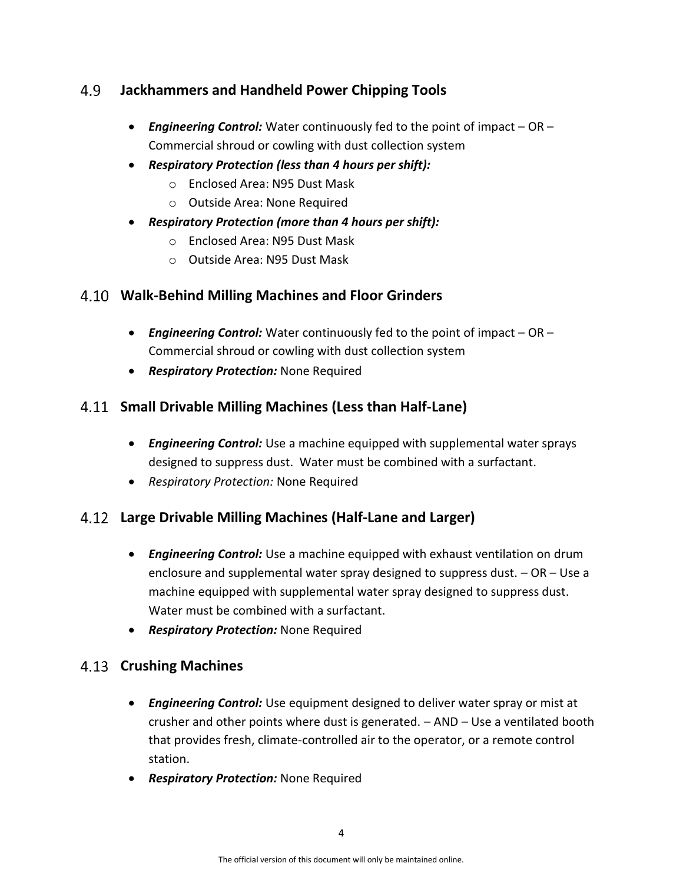## 4.9 Jackhammers and Handheld Power Chipping Tools

- ***Engineering Control:*** Water continuously fed to the point of impact – OR – Commercial shroud or cowling with dust collection system
- ***Respiratory Protection (less than 4 hours per shift):***
  - Enclosed Area: N95 Dust Mask
  - Outside Area: None Required
- ***Respiratory Protection (more than 4 hours per shift):***
  - Enclosed Area: N95 Dust Mask
  - Outside Area: N95 Dust Mask

## 4.10 Walk-Behind Milling Machines and Floor Grinders

- ***Engineering Control:*** Water continuously fed to the point of impact – OR – Commercial shroud or cowling with dust collection system
- ***Respiratory Protection:*** None Required

## 4.11 Small Drivable Milling Machines (Less than Half-Lane)

- ***Engineering Control:*** Use a machine equipped with supplemental water sprays designed to suppress dust. Water must be combined with a surfactant.
- *Respiratory Protection:* None Required

## 4.12 Large Drivable Milling Machines (Half-Lane and Larger)

- ***Engineering Control:*** Use a machine equipped with exhaust ventilation on drum enclosure and supplemental water spray designed to suppress dust. – OR – Use a machine equipped with supplemental water spray designed to suppress dust. Water must be combined with a surfactant.
- ***Respiratory Protection:*** None Required

## 4.13 Crushing Machines

- ***Engineering Control:*** Use equipment designed to deliver water spray or mist at crusher and other points where dust is generated. – AND – Use a ventilated booth that provides fresh, climate-controlled air to the operator, or a remote control station.
- ***Respiratory Protection:*** None Required

The official version of this document will only be maintained online.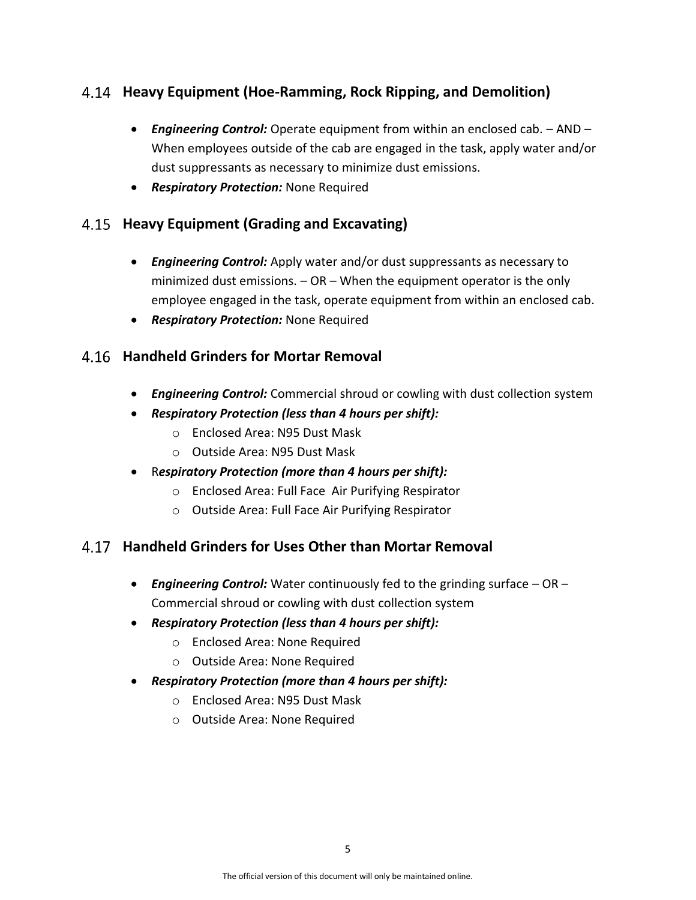## 4.14 Heavy Equipment (Hoe-Ramming, Rock Ripping, and Demolition)

- ***Engineering Control:*** Operate equipment from within an enclosed cab. – AND – When employees outside of the cab are engaged in the task, apply water and/or dust suppressants as necessary to minimize dust emissions.
- ***Respiratory Protection:*** None Required

## 4.15 Heavy Equipment (Grading and Excavating)

- ***Engineering Control:*** Apply water and/or dust suppressants as necessary to minimized dust emissions. – OR – When the equipment operator is the only employee engaged in the task, operate equipment from within an enclosed cab.
- ***Respiratory Protection:*** None Required

## 4.16 Handheld Grinders for Mortar Removal

- ***Engineering Control:*** Commercial shroud or cowling with dust collection system
- ***Respiratory Protection (less than 4 hours per shift):***
  - Enclosed Area: N95 Dust Mask
  - Outside Area: N95 Dust Mask
- R***espiratory Protection (more than 4 hours per shift):***
  - Enclosed Area: Full Face Air Purifying Respirator
  - Outside Area: Full Face Air Purifying Respirator

## 4.17 Handheld Grinders for Uses Other than Mortar Removal

- ***Engineering Control:*** Water continuously fed to the grinding surface – OR – Commercial shroud or cowling with dust collection system
- ***Respiratory Protection (less than 4 hours per shift):***
  - Enclosed Area: None Required
  - Outside Area: None Required
- ***Respiratory Protection (more than 4 hours per shift):***
  - Enclosed Area: N95 Dust Mask
  - Outside Area: None Required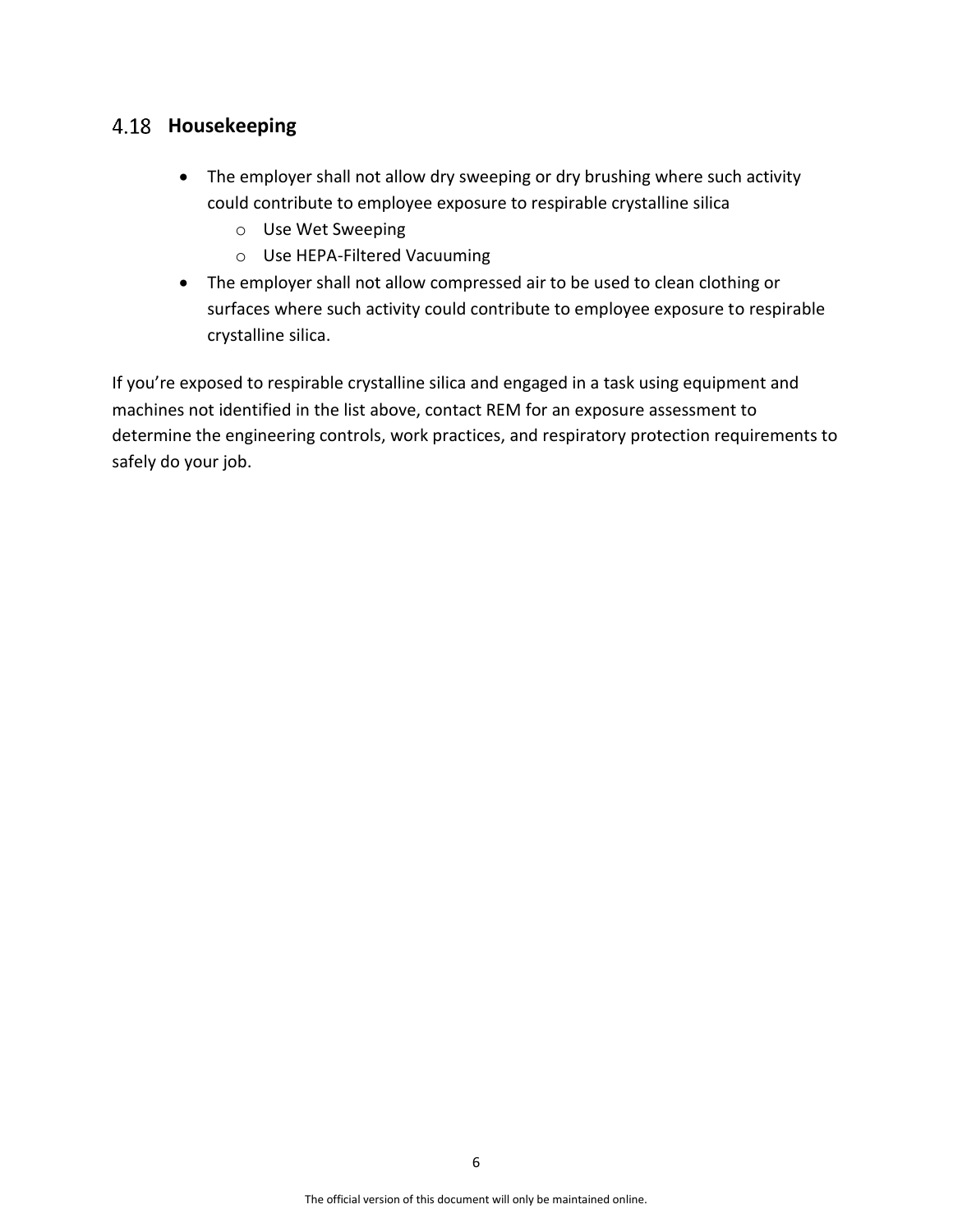### 4.18 Housekeeping

- The employer shall not allow dry sweeping or dry brushing where such activity could contribute to employee exposure to respirable crystalline silica
  - Use Wet Sweeping
  - Use HEPA-Filtered Vacuuming
- The employer shall not allow compressed air to be used to clean clothing or surfaces where such activity could contribute to employee exposure to respirable crystalline silica.

If you're exposed to respirable crystalline silica and engaged in a task using equipment and machines not identified in the list above, contact REM for an exposure assessment to determine the engineering controls, work practices, and respiratory protection requirements to safely do your job.